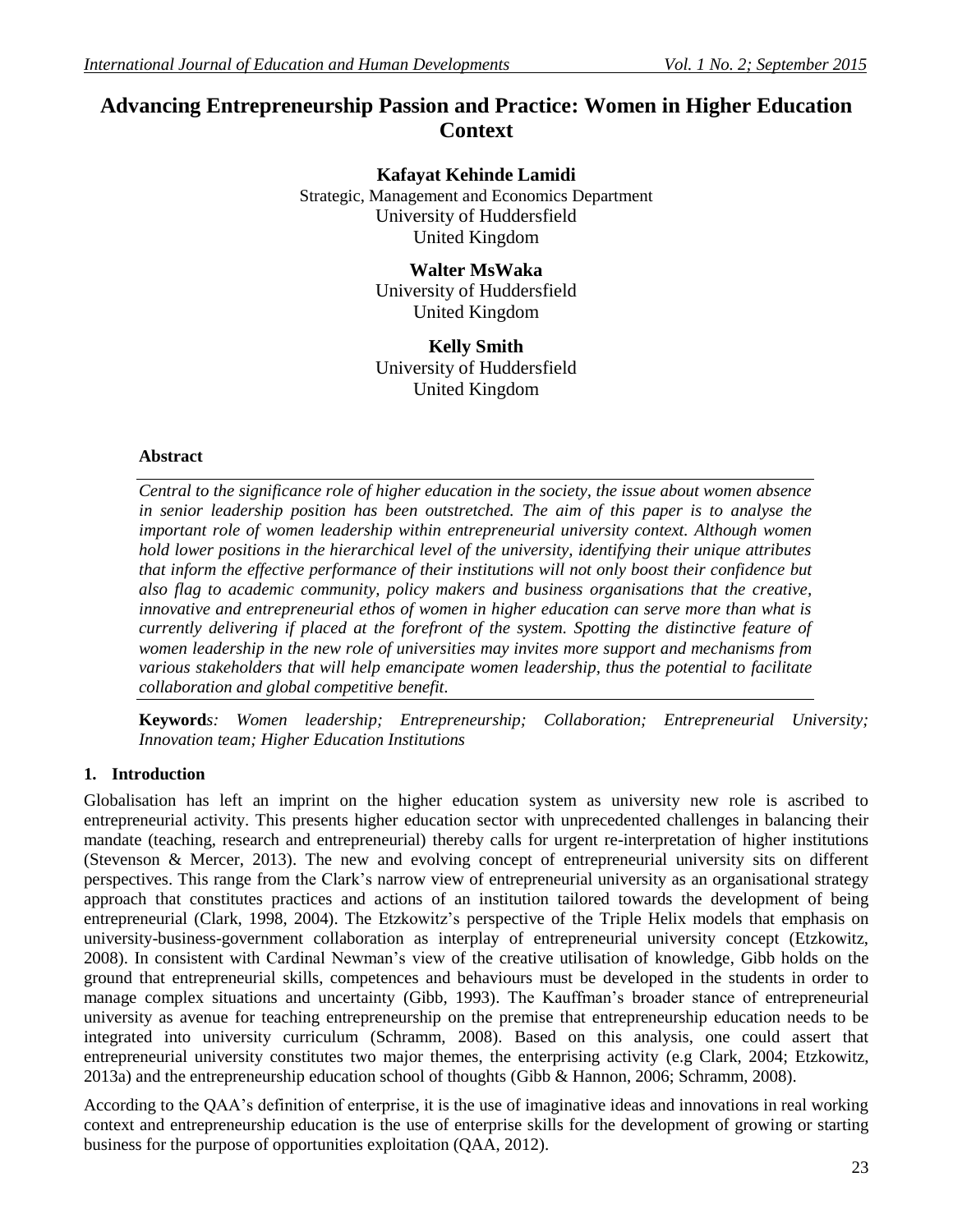# Advancing Entrepreneurship Passion and Practice: Women in Higher Education Context

**Kafayat Kehinde Lamidi**
Strategic, Management and Economics Department
University of Huddersfield
United Kingdom

**Walter MsWaka**
University of Huddersfield
United Kingdom

**Kelly Smith**
University of Huddersfield
United Kingdom

### Abstract

*Central to the significance role of higher education in the society, the issue about women absence in senior leadership position has been outstretched. The aim of this paper is to analyse the important role of women leadership within entrepreneurial university context. Although women hold lower positions in the hierarchical level of the university, identifying their unique attributes that inform the effective performance of their institutions will not only boost their confidence but also flag to academic community, policy makers and business organisations that the creative, innovative and entrepreneurial ethos of women in higher education can serve more than what is currently delivering if placed at the forefront of the system. Spotting the distinctive feature of women leadership in the new role of universities may invites more support and mechanisms from various stakeholders that will help emancipate women leadership, thus the potential to facilitate collaboration and global competitive benefit.*

**Keywords**: *Women leadership; Entrepreneurship; Collaboration; Entrepreneurial University; Innovation team; Higher Education Institutions*

## 1. Introduction

Globalisation has left an imprint on the higher education system as university new role is ascribed to entrepreneurial activity. This presents higher education sector with unprecedented challenges in balancing their mandate (teaching, research and entrepreneurial) thereby calls for urgent re-interpretation of higher institutions (Stevenson & Mercer, 2013). The new and evolving concept of entrepreneurial university sits on different perspectives. This range from the Clark's narrow view of entrepreneurial university as an organisational strategy approach that constitutes practices and actions of an institution tailored towards the development of being entrepreneurial (Clark, 1998, 2004). The Etzkowitz's perspective of the Triple Helix models that emphasis on university-business-government collaboration as interplay of entrepreneurial university concept (Etzkowitz, 2008). In consistent with Cardinal Newman's view of the creative utilisation of knowledge, Gibb holds on the ground that entrepreneurial skills, competences and behaviours must be developed in the students in order to manage complex situations and uncertainty (Gibb, 1993). The Kauffman's broader stance of entrepreneurial university as avenue for teaching entrepreneurship on the premise that entrepreneurship education needs to be integrated into university curriculum (Schramm, 2008). Based on this analysis, one could assert that entrepreneurial university constitutes two major themes, the enterprising activity (e.g Clark, 2004; Etzkowitz, 2013a) and the entrepreneurship education school of thoughts (Gibb & Hannon, 2006; Schramm, 2008).

According to the QAA's definition of enterprise, it is the use of imaginative ideas and innovations in real working context and entrepreneurship education is the use of enterprise skills for the development of growing or starting business for the purpose of opportunities exploitation (QAA, 2012).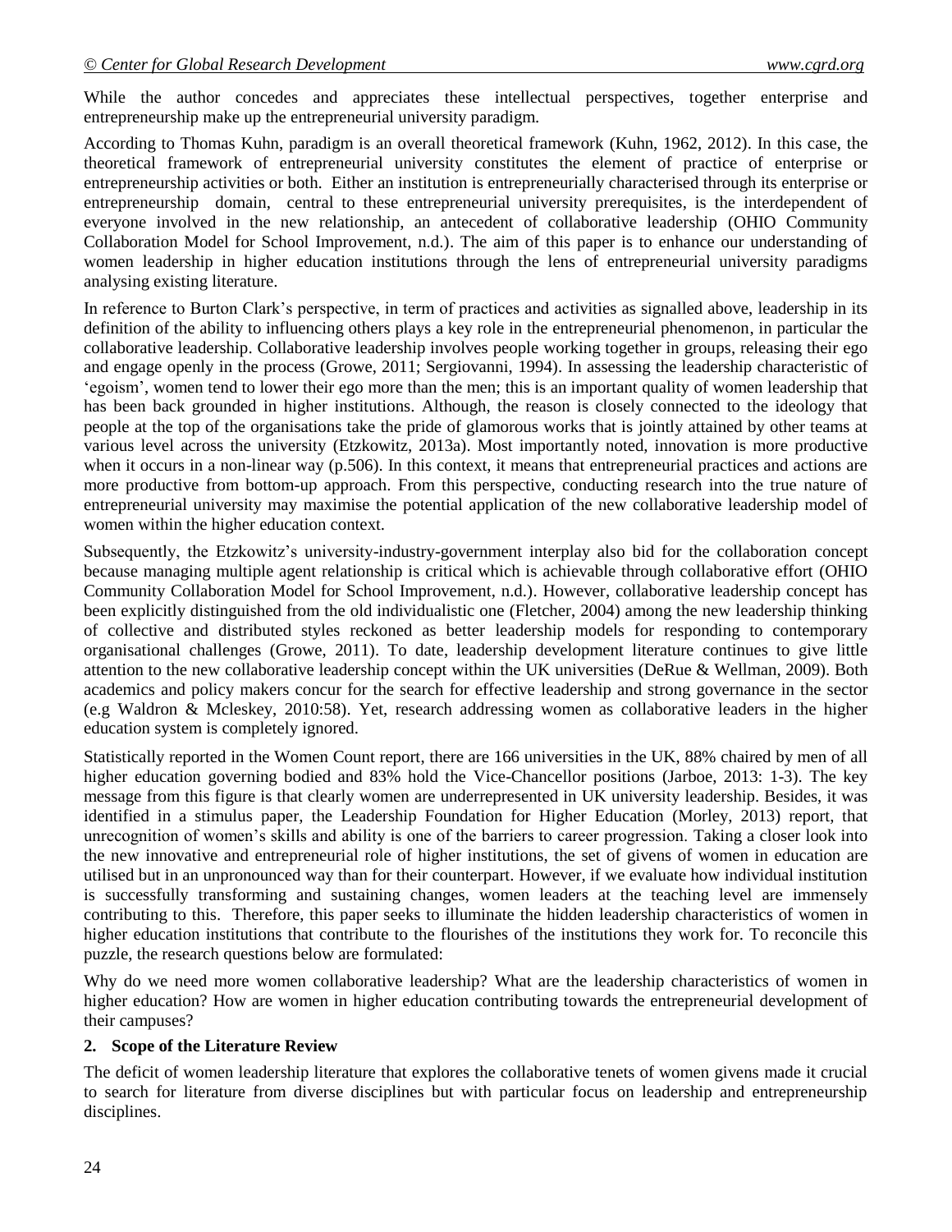While the author concedes and appreciates these intellectual perspectives, together enterprise and entrepreneurship make up the entrepreneurial university paradigm.

According to Thomas Kuhn, paradigm is an overall theoretical framework (Kuhn, 1962, 2012). In this case, the theoretical framework of entrepreneurial university constitutes the element of practice of enterprise or entrepreneurship activities or both. Either an institution is entrepreneurially characterised through its enterprise or entrepreneurship domain, central to these entrepreneurial university prerequisites, is the interdependent of everyone involved in the new relationship, an antecedent of collaborative leadership (OHIO Community Collaboration Model for School Improvement, n.d.). The aim of this paper is to enhance our understanding of women leadership in higher education institutions through the lens of entrepreneurial university paradigms analysing existing literature.

In reference to Burton Clark's perspective, in term of practices and activities as signalled above, leadership in its definition of the ability to influencing others plays a key role in the entrepreneurial phenomenon, in particular the collaborative leadership. Collaborative leadership involves people working together in groups, releasing their ego and engage openly in the process (Growe, 2011; Sergiovanni, 1994). In assessing the leadership characteristic of 'egoism', women tend to lower their ego more than the men; this is an important quality of women leadership that has been back grounded in higher institutions. Although, the reason is closely connected to the ideology that people at the top of the organisations take the pride of glamorous works that is jointly attained by other teams at various level across the university (Etzkowitz, 2013a). Most importantly noted, innovation is more productive when it occurs in a non-linear way (p.506). In this context, it means that entrepreneurial practices and actions are more productive from bottom-up approach. From this perspective, conducting research into the true nature of entrepreneurial university may maximise the potential application of the new collaborative leadership model of women within the higher education context.

Subsequently, the Etzkowitz's university-industry-government interplay also bid for the collaboration concept because managing multiple agent relationship is critical which is achievable through collaborative effort (OHIO Community Collaboration Model for School Improvement, n.d.). However, collaborative leadership concept has been explicitly distinguished from the old individualistic one (Fletcher, 2004) among the new leadership thinking of collective and distributed styles reckoned as better leadership models for responding to contemporary organisational challenges (Growe, 2011). To date, leadership development literature continues to give little attention to the new collaborative leadership concept within the UK universities (DeRue & Wellman, 2009). Both academics and policy makers concur for the search for effective leadership and strong governance in the sector (e.g Waldron & Mcleskey, 2010:58). Yet, research addressing women as collaborative leaders in the higher education system is completely ignored.

Statistically reported in the Women Count report, there are 166 universities in the UK, 88% chaired by men of all higher education governing bodied and 83% hold the Vice-Chancellor positions (Jarboe, 2013: 1-3). The key message from this figure is that clearly women are underrepresented in UK university leadership. Besides, it was identified in a stimulus paper, the Leadership Foundation for Higher Education (Morley, 2013) report, that unrecognition of women's skills and ability is one of the barriers to career progression. Taking a closer look into the new innovative and entrepreneurial role of higher institutions, the set of givens of women in education are utilised but in an unpronounced way than for their counterpart. However, if we evaluate how individual institution is successfully transforming and sustaining changes, women leaders at the teaching level are immensely contributing to this. Therefore, this paper seeks to illuminate the hidden leadership characteristics of women in higher education institutions that contribute to the flourishes of the institutions they work for. To reconcile this puzzle, the research questions below are formulated:

Why do we need more women collaborative leadership? What are the leadership characteristics of women in higher education? How are women in higher education contributing towards the entrepreneurial development of their campuses?

## 2. Scope of the Literature Review

The deficit of women leadership literature that explores the collaborative tenets of women givens made it crucial to search for literature from diverse disciplines but with particular focus on leadership and entrepreneurship disciplines.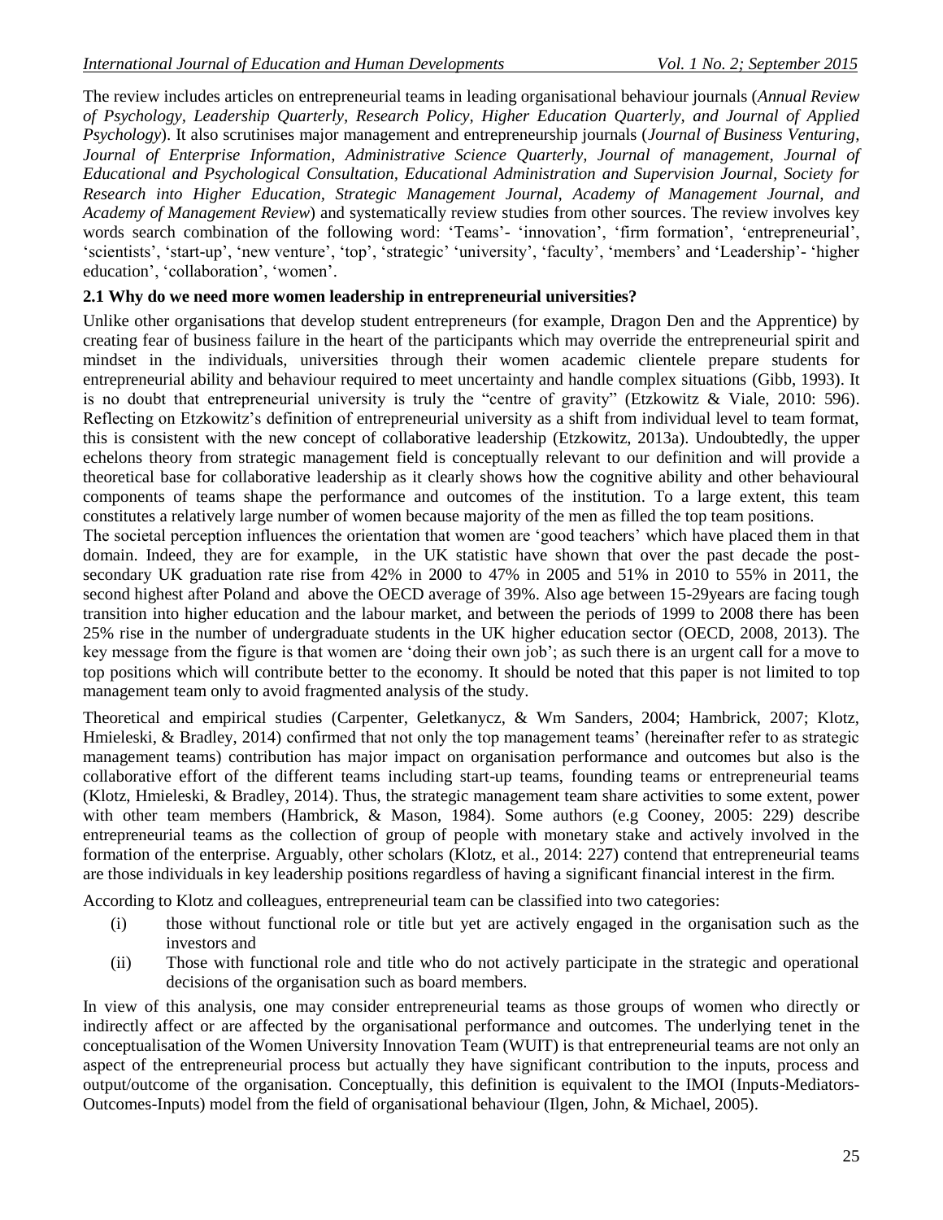The review includes articles on entrepreneurial teams in leading organisational behaviour journals (*Annual Review of Psychology, Leadership Quarterly, Research Policy, Higher Education Quarterly, and Journal of Applied Psychology*). It also scrutinises major management and entrepreneurship journals (*Journal of Business Venturing, Journal of Enterprise Information, Administrative Science Quarterly, Journal of management, Journal of Educational and Psychological Consultation, Educational Administration and Supervision Journal, Society for Research into Higher Education, Strategic Management Journal, Academy of Management Journal, and Academy of Management Review*) and systematically review studies from other sources. The review involves key words search combination of the following word: 'Teams'- 'innovation', 'firm formation', 'entrepreneurial', 'scientists', 'start-up', 'new venture', 'top', 'strategic' 'university', 'faculty', 'members' and 'Leadership'- 'higher education', 'collaboration', 'women'.

### 2.1 Why do we need more women leadership in entrepreneurial universities?

Unlike other organisations that develop student entrepreneurs (for example, Dragon Den and the Apprentice) by creating fear of business failure in the heart of the participants which may override the entrepreneurial spirit and mindset in the individuals, universities through their women academic clientele prepare students for entrepreneurial ability and behaviour required to meet uncertainty and handle complex situations (Gibb, 1993). It is no doubt that entrepreneurial university is truly the "centre of gravity" (Etzkowitz & Viale, 2010: 596). Reflecting on Etzkowitz's definition of entrepreneurial university as a shift from individual level to team format, this is consistent with the new concept of collaborative leadership (Etzkowitz, 2013a). Undoubtedly, the upper echelons theory from strategic management field is conceptually relevant to our definition and will provide a theoretical base for collaborative leadership as it clearly shows how the cognitive ability and other behavioural components of teams shape the performance and outcomes of the institution. To a large extent, this team constitutes a relatively large number of women because majority of the men as filled the top team positions.

The societal perception influences the orientation that women are 'good teachers' which have placed them in that domain. Indeed, they are for example, in the UK statistic have shown that over the past decade the post-secondary UK graduation rate rise from 42% in 2000 to 47% in 2005 and 51% in 2010 to 55% in 2011, the second highest after Poland and above the OECD average of 39%. Also age between 15-29years are facing tough transition into higher education and the labour market, and between the periods of 1999 to 2008 there has been 25% rise in the number of undergraduate students in the UK higher education sector (OECD, 2008, 2013). The key message from the figure is that women are 'doing their own job'; as such there is an urgent call for a move to top positions which will contribute better to the economy. It should be noted that this paper is not limited to top management team only to avoid fragmented analysis of the study.

Theoretical and empirical studies (Carpenter, Geletkanycz, & Wm Sanders, 2004; Hambrick, 2007; Klotz, Hmieleski, & Bradley, 2014) confirmed that not only the top management teams' (hereinafter refer to as strategic management teams) contribution has major impact on organisation performance and outcomes but also is the collaborative effort of the different teams including start-up teams, founding teams or entrepreneurial teams (Klotz, Hmieleski, & Bradley, 2014). Thus, the strategic management team share activities to some extent, power with other team members (Hambrick, & Mason, 1984). Some authors (e.g Cooney, 2005: 229) describe entrepreneurial teams as the collection of group of people with monetary stake and actively involved in the formation of the enterprise. Arguably, other scholars (Klotz, et al., 2014: 227) contend that entrepreneurial teams are those individuals in key leadership positions regardless of having a significant financial interest in the firm.

According to Klotz and colleagues, entrepreneurial team can be classified into two categories:

(i) those without functional role or title but yet are actively engaged in the organisation such as the investors and

(ii) Those with functional role and title who do not actively participate in the strategic and operational decisions of the organisation such as board members.

In view of this analysis, one may consider entrepreneurial teams as those groups of women who directly or indirectly affect or are affected by the organisational performance and outcomes. The underlying tenet in the conceptualisation of the Women University Innovation Team (WUIT) is that entrepreneurial teams are not only an aspect of the entrepreneurial process but actually they have significant contribution to the inputs, process and output/outcome of the organisation. Conceptually, this definition is equivalent to the IMOI (Inputs-Mediators-Outcomes-Inputs) model from the field of organisational behaviour (Ilgen, John, & Michael, 2005).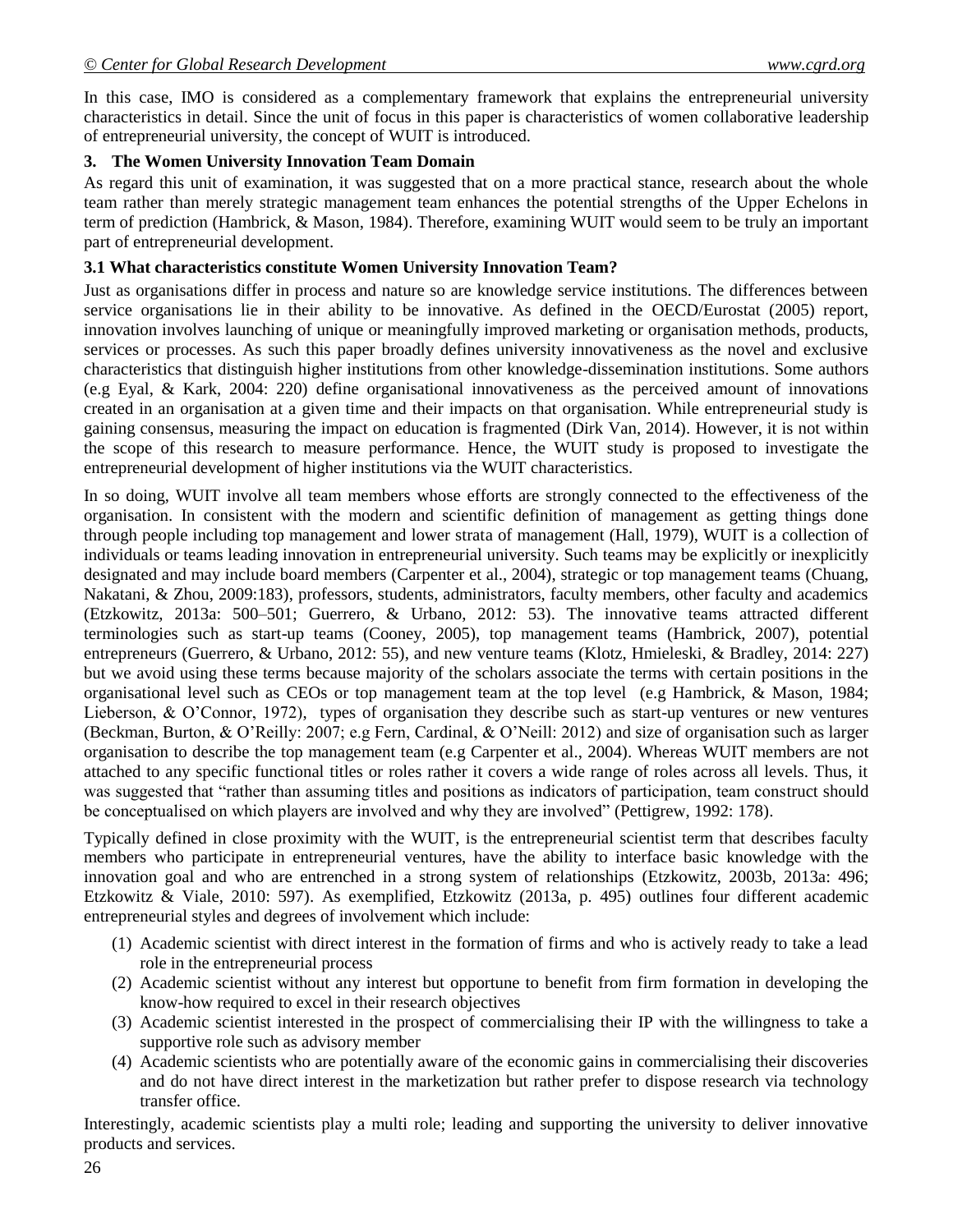In this case, IMO is considered as a complementary framework that explains the entrepreneurial university characteristics in detail. Since the unit of focus in this paper is characteristics of women collaborative leadership of entrepreneurial university, the concept of WUIT is introduced.

## 3. The Women University Innovation Team Domain

As regard this unit of examination, it was suggested that on a more practical stance, research about the whole team rather than merely strategic management team enhances the potential strengths of the Upper Echelons in term of prediction (Hambrick, & Mason, 1984). Therefore, examining WUIT would seem to be truly an important part of entrepreneurial development.

### 3.1 What characteristics constitute Women University Innovation Team?

Just as organisations differ in process and nature so are knowledge service institutions. The differences between service organisations lie in their ability to be innovative. As defined in the OECD/Eurostat (2005) report, innovation involves launching of unique or meaningfully improved marketing or organisation methods, products, services or processes. As such this paper broadly defines university innovativeness as the novel and exclusive characteristics that distinguish higher institutions from other knowledge-dissemination institutions. Some authors (e.g Eyal, & Kark, 2004: 220) define organisational innovativeness as the perceived amount of innovations created in an organisation at a given time and their impacts on that organisation. While entrepreneurial study is gaining consensus, measuring the impact on education is fragmented (Dirk Van, 2014). However, it is not within the scope of this research to measure performance. Hence, the WUIT study is proposed to investigate the entrepreneurial development of higher institutions via the WUIT characteristics.

In so doing, WUIT involve all team members whose efforts are strongly connected to the effectiveness of the organisation. In consistent with the modern and scientific definition of management as getting things done through people including top management and lower strata of management (Hall, 1979), WUIT is a collection of individuals or teams leading innovation in entrepreneurial university. Such teams may be explicitly or inexplicitly designated and may include board members (Carpenter et al., 2004), strategic or top management teams (Chuang, Nakatani, & Zhou, 2009:183), professors, students, administrators, faculty members, other faculty and academics (Etzkowitz, 2013a: 500–501; Guerrero, & Urbano, 2012: 53). The innovative teams attracted different terminologies such as start-up teams (Cooney, 2005), top management teams (Hambrick, 2007), potential entrepreneurs (Guerrero, & Urbano, 2012: 55), and new venture teams (Klotz, Hmieleski, & Bradley, 2014: 227) but we avoid using these terms because majority of the scholars associate the terms with certain positions in the organisational level such as CEOs or top management team at the top level (e.g Hambrick, & Mason, 1984; Lieberson, & O'Connor, 1972), types of organisation they describe such as start-up ventures or new ventures (Beckman, Burton, & O'Reilly: 2007; e.g Fern, Cardinal, & O'Neill: 2012) and size of organisation such as larger organisation to describe the top management team (e.g Carpenter et al., 2004). Whereas WUIT members are not attached to any specific functional titles or roles rather it covers a wide range of roles across all levels. Thus, it was suggested that "rather than assuming titles and positions as indicators of participation, team construct should be conceptualised on which players are involved and why they are involved" (Pettigrew, 1992: 178).

Typically defined in close proximity with the WUIT, is the entrepreneurial scientist term that describes faculty members who participate in entrepreneurial ventures, have the ability to interface basic knowledge with the innovation goal and who are entrenched in a strong system of relationships (Etzkowitz, 2003b, 2013a: 496; Etzkowitz & Viale, 2010: 597). As exemplified, Etzkowitz (2013a, p. 495) outlines four different academic entrepreneurial styles and degrees of involvement which include:

(1) Academic scientist with direct interest in the formation of firms and who is actively ready to take a lead role in the entrepreneurial process
(2) Academic scientist without any interest but opportune to benefit from firm formation in developing the know-how required to excel in their research objectives
(3) Academic scientist interested in the prospect of commercialising their IP with the willingness to take a supportive role such as advisory member
(4) Academic scientists who are potentially aware of the economic gains in commercialising their discoveries and do not have direct interest in the marketization but rather prefer to dispose research via technology transfer office.

Interestingly, academic scientists play a multi role; leading and supporting the university to deliver innovative products and services.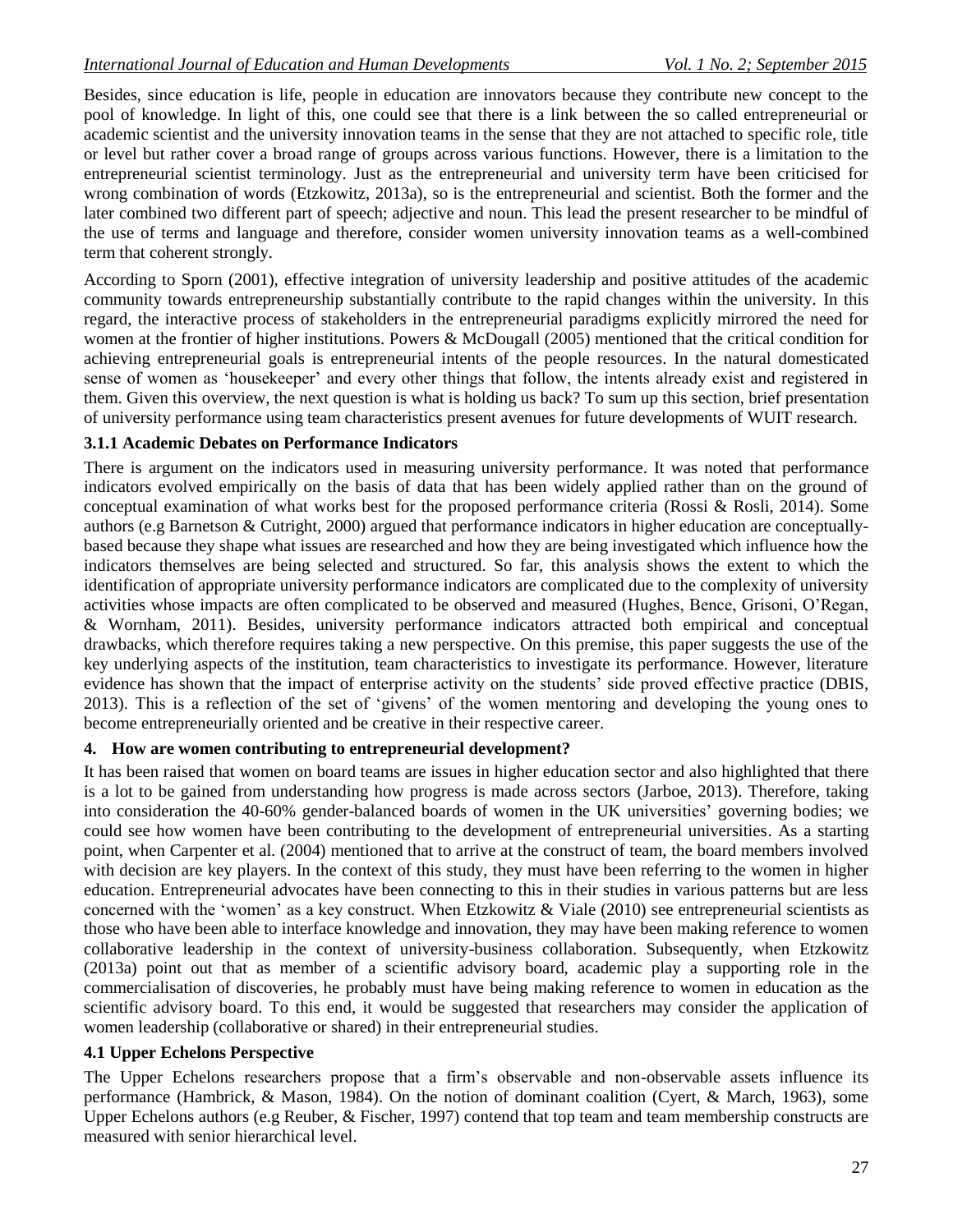Besides, since education is life, people in education are innovators because they contribute new concept to the pool of knowledge. In light of this, one could see that there is a link between the so called entrepreneurial or academic scientist and the university innovation teams in the sense that they are not attached to specific role, title or level but rather cover a broad range of groups across various functions. However, there is a limitation to the entrepreneurial scientist terminology. Just as the entrepreneurial and university term have been criticised for wrong combination of words (Etzkowitz, 2013a), so is the entrepreneurial and scientist. Both the former and the later combined two different part of speech; adjective and noun. This lead the present researcher to be mindful of the use of terms and language and therefore, consider women university innovation teams as a well-combined term that coherent strongly.

According to Sporn (2001), effective integration of university leadership and positive attitudes of the academic community towards entrepreneurship substantially contribute to the rapid changes within the university. In this regard, the interactive process of stakeholders in the entrepreneurial paradigms explicitly mirrored the need for women at the frontier of higher institutions. Powers & McDougall (2005) mentioned that the critical condition for achieving entrepreneurial goals is entrepreneurial intents of the people resources. In the natural domesticated sense of women as 'housekeeper' and every other things that follow, the intents already exist and registered in them. Given this overview, the next question is what is holding us back? To sum up this section, brief presentation of university performance using team characteristics present avenues for future developments of WUIT research.

### 3.1.1 Academic Debates on Performance Indicators

There is argument on the indicators used in measuring university performance. It was noted that performance indicators evolved empirically on the basis of data that has been widely applied rather than on the ground of conceptual examination of what works best for the proposed performance criteria (Rossi & Rosli, 2014). Some authors (e.g Barnetson & Cutright, 2000) argued that performance indicators in higher education are conceptually-based because they shape what issues are researched and how they are being investigated which influence how the indicators themselves are being selected and structured. So far, this analysis shows the extent to which the identification of appropriate university performance indicators are complicated due to the complexity of university activities whose impacts are often complicated to be observed and measured (Hughes, Bence, Grisoni, O'Regan, & Wornham, 2011). Besides, university performance indicators attracted both empirical and conceptual drawbacks, which therefore requires taking a new perspective. On this premise, this paper suggests the use of the key underlying aspects of the institution, team characteristics to investigate its performance. However, literature evidence has shown that the impact of enterprise activity on the students' side proved effective practice (DBIS, 2013). This is a reflection of the set of 'givens' of the women mentoring and developing the young ones to become entrepreneurially oriented and be creative in their respective career.

## 4. How are women contributing to entrepreneurial development?

It has been raised that women on board teams are issues in higher education sector and also highlighted that there is a lot to be gained from understanding how progress is made across sectors (Jarboe, 2013). Therefore, taking into consideration the 40-60% gender-balanced boards of women in the UK universities' governing bodies; we could see how women have been contributing to the development of entrepreneurial universities. As a starting point, when Carpenter et al. (2004) mentioned that to arrive at the construct of team, the board members involved with decision are key players. In the context of this study, they must have been referring to the women in higher education. Entrepreneurial advocates have been connecting to this in their studies in various patterns but are less concerned with the 'women' as a key construct. When Etzkowitz & Viale (2010) see entrepreneurial scientists as those who have been able to interface knowledge and innovation, they may have been making reference to women collaborative leadership in the context of university-business collaboration. Subsequently, when Etzkowitz (2013a) point out that as member of a scientific advisory board, academic play a supporting role in the commercialisation of discoveries, he probably must have being making reference to women in education as the scientific advisory board. To this end, it would be suggested that researchers may consider the application of women leadership (collaborative or shared) in their entrepreneurial studies.

### 4.1 Upper Echelons Perspective

The Upper Echelons researchers propose that a firm's observable and non-observable assets influence its performance (Hambrick, & Mason, 1984). On the notion of dominant coalition (Cyert, & March, 1963), some Upper Echelons authors (e.g Reuber, & Fischer, 1997) contend that top team and team membership constructs are measured with senior hierarchical level.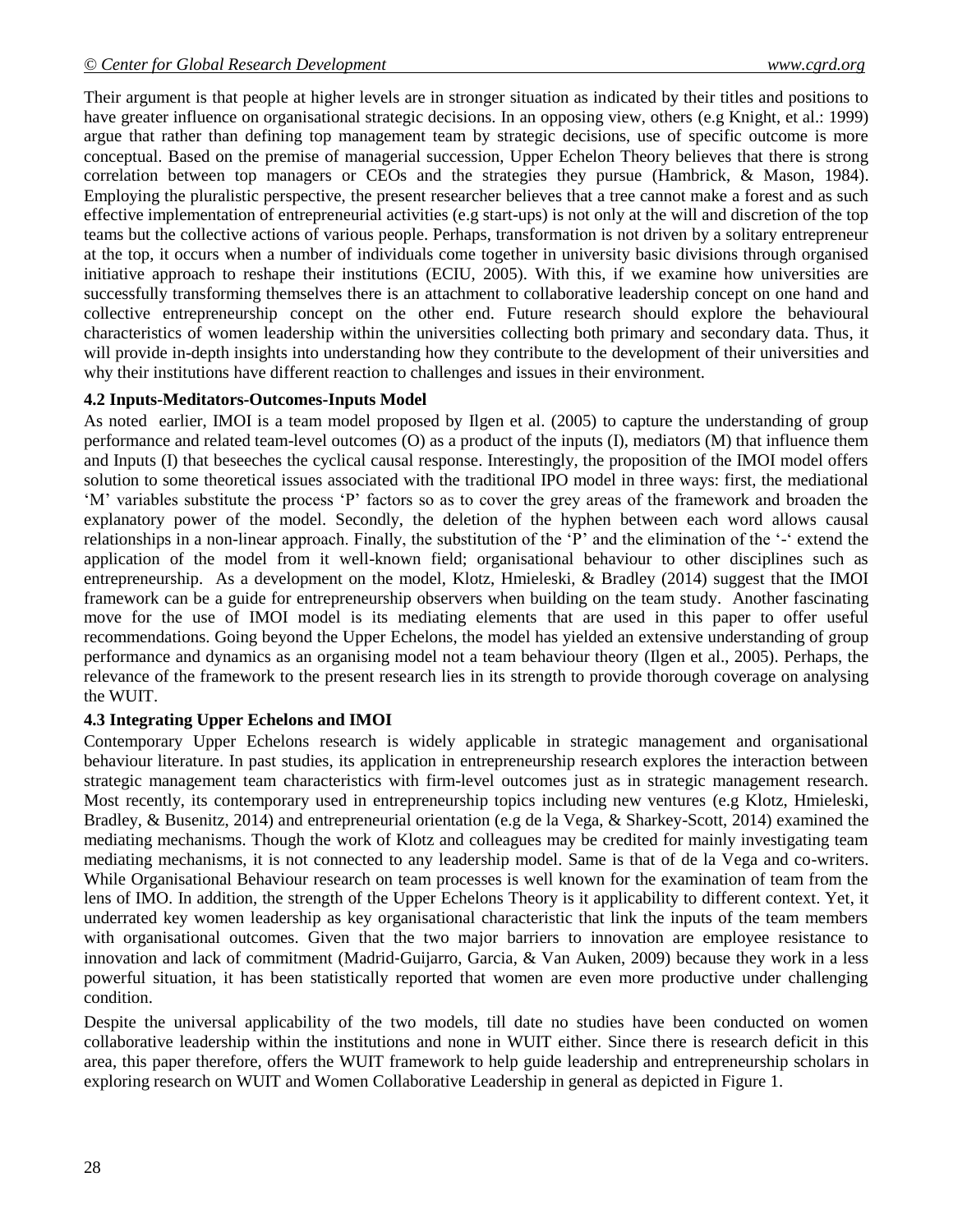Their argument is that people at higher levels are in stronger situation as indicated by their titles and positions to have greater influence on organisational strategic decisions. In an opposing view, others (e.g Knight, et al.: 1999) argue that rather than defining top management team by strategic decisions, use of specific outcome is more conceptual. Based on the premise of managerial succession, Upper Echelon Theory believes that there is strong correlation between top managers or CEOs and the strategies they pursue (Hambrick, & Mason, 1984). Employing the pluralistic perspective, the present researcher believes that a tree cannot make a forest and as such effective implementation of entrepreneurial activities (e.g start-ups) is not only at the will and discretion of the top teams but the collective actions of various people. Perhaps, transformation is not driven by a solitary entrepreneur at the top, it occurs when a number of individuals come together in university basic divisions through organised initiative approach to reshape their institutions (ECIU, 2005). With this, if we examine how universities are successfully transforming themselves there is an attachment to collaborative leadership concept on one hand and collective entrepreneurship concept on the other end. Future research should explore the behavioural characteristics of women leadership within the universities collecting both primary and secondary data. Thus, it will provide in-depth insights into understanding how they contribute to the development of their universities and why their institutions have different reaction to challenges and issues in their environment.

### 4.2 Inputs-Meditators-Outcomes-Inputs Model

As noted earlier, IMOI is a team model proposed by Ilgen et al. (2005) to capture the understanding of group performance and related team-level outcomes (O) as a product of the inputs (I), mediators (M) that influence them and Inputs (I) that beseeches the cyclical causal response. Interestingly, the proposition of the IMOI model offers solution to some theoretical issues associated with the traditional IPO model in three ways: first, the mediational 'M' variables substitute the process 'P' factors so as to cover the grey areas of the framework and broaden the explanatory power of the model. Secondly, the deletion of the hyphen between each word allows causal relationships in a non-linear approach. Finally, the substitution of the 'P' and the elimination of the '-' extend the application of the model from it well-known field; organisational behaviour to other disciplines such as entrepreneurship. As a development on the model, Klotz, Hmieleski, & Bradley (2014) suggest that the IMOI framework can be a guide for entrepreneurship observers when building on the team study. Another fascinating move for the use of IMOI model is its mediating elements that are used in this paper to offer useful recommendations. Going beyond the Upper Echelons, the model has yielded an extensive understanding of group performance and dynamics as an organising model not a team behaviour theory (Ilgen et al., 2005). Perhaps, the relevance of the framework to the present research lies in its strength to provide thorough coverage on analysing the WUIT.

### 4.3 Integrating Upper Echelons and IMOI

Contemporary Upper Echelons research is widely applicable in strategic management and organisational behaviour literature. In past studies, its application in entrepreneurship research explores the interaction between strategic management team characteristics with firm-level outcomes just as in strategic management research. Most recently, its contemporary used in entrepreneurship topics including new ventures (e.g Klotz, Hmieleski, Bradley, & Busenitz, 2014) and entrepreneurial orientation (e.g de la Vega, & Sharkey-Scott, 2014) examined the mediating mechanisms. Though the work of Klotz and colleagues may be credited for mainly investigating team mediating mechanisms, it is not connected to any leadership model. Same is that of de la Vega and co-writers. While Organisational Behaviour research on team processes is well known for the examination of team from the lens of IMO. In addition, the strength of the Upper Echelons Theory is it applicability to different context. Yet, it underrated key women leadership as key organisational characteristic that link the inputs of the team members with organisational outcomes. Given that the two major barriers to innovation are employee resistance to innovation and lack of commitment (Madrid-Guijarro, Garcia, & Van Auken, 2009) because they work in a less powerful situation, it has been statistically reported that women are even more productive under challenging condition.

Despite the universal applicability of the two models, till date no studies have been conducted on women collaborative leadership within the institutions and none in WUIT either. Since there is research deficit in this area, this paper therefore, offers the WUIT framework to help guide leadership and entrepreneurship scholars in exploring research on WUIT and Women Collaborative Leadership in general as depicted in Figure 1.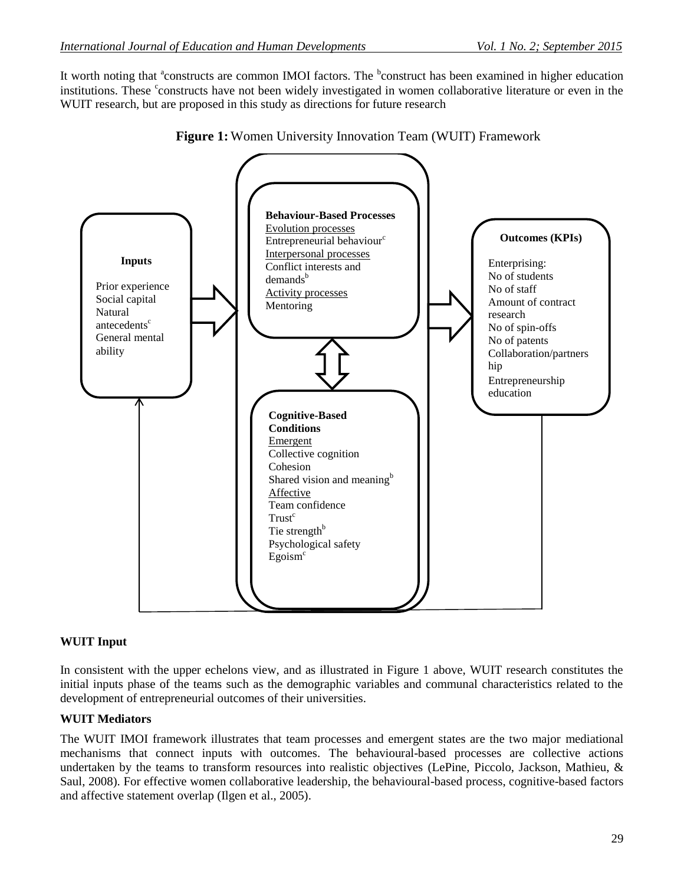It worth noting that [a]constructs are common IMOI factors. The [b]construct has been examined in higher education institutions. These [c]constructs have not been widely investigated in women collaborative literature or even in the WUIT research, but are proposed in this study as directions for future research

**Figure 1:** Women University Innovation Team (WUIT) Framework

**Inputs**

Prior experience
Social capital
Natural antecedents[c]
General mental ability

**Behaviour-Based Processes**
Evolution processes
Entrepreneurial behaviour[c]
Interpersonal processes
Conflict interests and demands[b]
Activity processes
Mentoring

**Cognitive-Based Conditions**
Emergent
Collective cognition
Cohesion
Shared vision and meaning[b]
Affective
Team confidence
Trust[c]
Tie strength[b]
Psychological safety
Egoism[c]

**Outcomes (KPIs)**

Enterprising:
No of students
No of staff
Amount of contract research
No of spin-offs
No of patents
Collaboration/partnership
Entrepreneurship education

**WUIT Input**

In consistent with the upper echelons view, and as illustrated in Figure 1 above, WUIT research constitutes the initial inputs phase of the teams such as the demographic variables and communal characteristics related to the development of entrepreneurial outcomes of their universities.

**WUIT Mediators**

The WUIT IMOI framework illustrates that team processes and emergent states are the two major mediational mechanisms that connect inputs with outcomes. The behavioural-based processes are collective actions undertaken by the teams to transform resources into realistic objectives (LePine, Piccolo, Jackson, Mathieu, & Saul, 2008). For effective women collaborative leadership, the behavioural-based process, cognitive-based factors and affective statement overlap (Ilgen et al., 2005).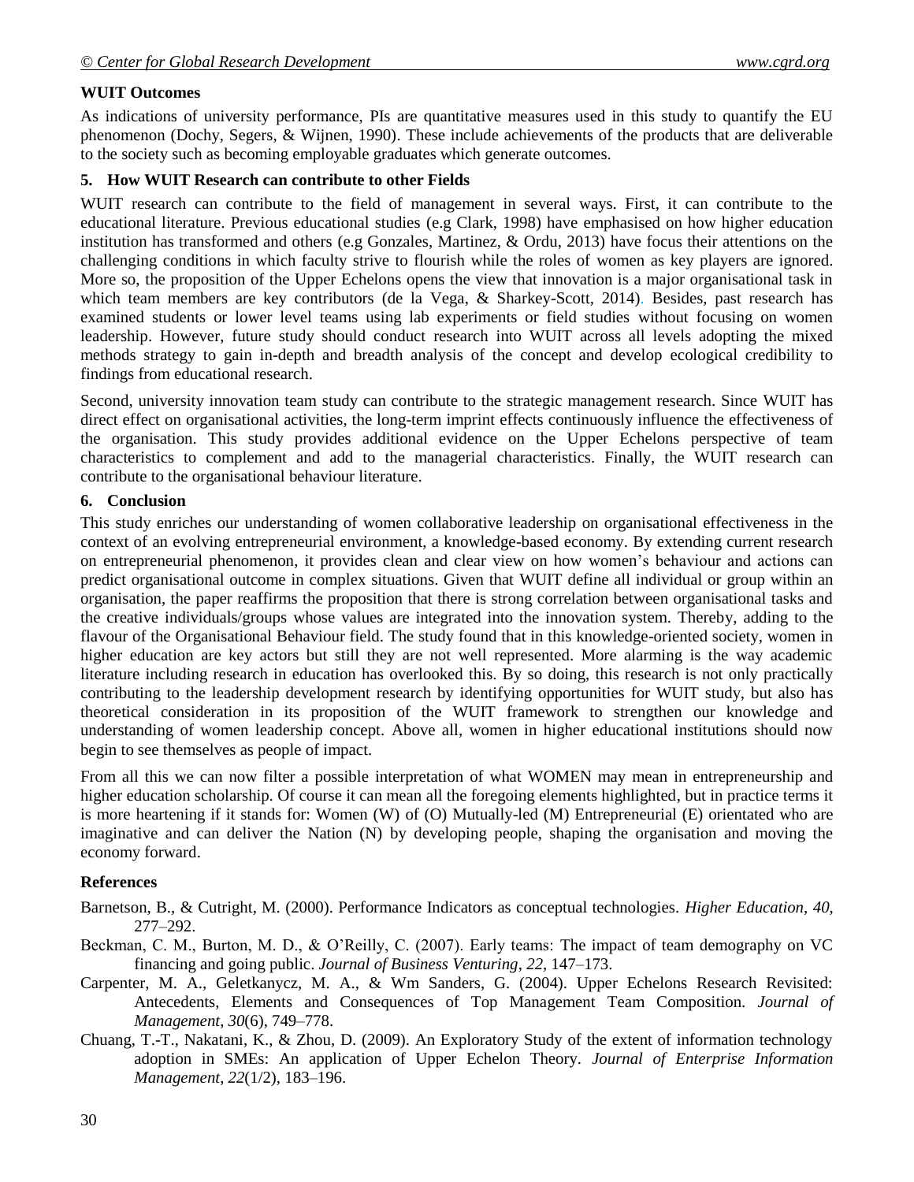### WUIT Outcomes

As indications of university performance, PIs are quantitative measures used in this study to quantify the EU phenomenon (Dochy, Segers, & Wijnen, 1990). These include achievements of the products that are deliverable to the society such as becoming employable graduates which generate outcomes.

## 5. How WUIT Research can contribute to other Fields

WUIT research can contribute to the field of management in several ways. First, it can contribute to the educational literature. Previous educational studies (e.g Clark, 1998) have emphasised on how higher education institution has transformed and others (e.g Gonzales, Martinez, & Ordu, 2013) have focus their attentions on the challenging conditions in which faculty strive to flourish while the roles of women as key players are ignored. More so, the proposition of the Upper Echelons opens the view that innovation is a major organisational task in which team members are key contributors (de la Vega, & Sharkey-Scott, 2014). Besides, past research has examined students or lower level teams using lab experiments or field studies without focusing on women leadership. However, future study should conduct research into WUIT across all levels adopting the mixed methods strategy to gain in-depth and breadth analysis of the concept and develop ecological credibility to findings from educational research.

Second, university innovation team study can contribute to the strategic management research. Since WUIT has direct effect on organisational activities, the long-term imprint effects continuously influence the effectiveness of the organisation. This study provides additional evidence on the Upper Echelons perspective of team characteristics to complement and add to the managerial characteristics. Finally, the WUIT research can contribute to the organisational behaviour literature.

## 6. Conclusion

This study enriches our understanding of women collaborative leadership on organisational effectiveness in the context of an evolving entrepreneurial environment, a knowledge-based economy. By extending current research on entrepreneurial phenomenon, it provides clean and clear view on how women's behaviour and actions can predict organisational outcome in complex situations. Given that WUIT define all individual or group within an organisation, the paper reaffirms the proposition that there is strong correlation between organisational tasks and the creative individuals/groups whose values are integrated into the innovation system. Thereby, adding to the flavour of the Organisational Behaviour field. The study found that in this knowledge-oriented society, women in higher education are key actors but still they are not well represented. More alarming is the way academic literature including research in education has overlooked this. By so doing, this research is not only practically contributing to the leadership development research by identifying opportunities for WUIT study, but also has theoretical consideration in its proposition of the WUIT framework to strengthen our knowledge and understanding of women leadership concept. Above all, women in higher educational institutions should now begin to see themselves as people of impact.

From all this we can now filter a possible interpretation of what WOMEN may mean in entrepreneurship and higher education scholarship. Of course it can mean all the foregoing elements highlighted, but in practice terms it is more heartening if it stands for: Women (W) of (O) Mutually-led (M) Entrepreneurial (E) orientated who are imaginative and can deliver the Nation (N) by developing people, shaping the organisation and moving the economy forward.

## References

Barnetson, B., & Cutright, M. (2000). Performance Indicators as conceptual technologies. *Higher Education*, *40*, 277–292.

Beckman, C. M., Burton, M. D., & O'Reilly, C. (2007). Early teams: The impact of team demography on VC financing and going public. *Journal of Business Venturing*, *22*, 147–173.

Carpenter, M. A., Geletkanycz, M. A., & Wm Sanders, G. (2004). Upper Echelons Research Revisited: Antecedents, Elements and Consequences of Top Management Team Composition. *Journal of Management*, *30*(6), 749–778.

Chuang, T.-T., Nakatani, K., & Zhou, D. (2009). An Exploratory Study of the extent of information technology adoption in SMEs: An application of Upper Echelon Theory. *Journal of Enterprise Information Management*, *22*(1/2), 183–196.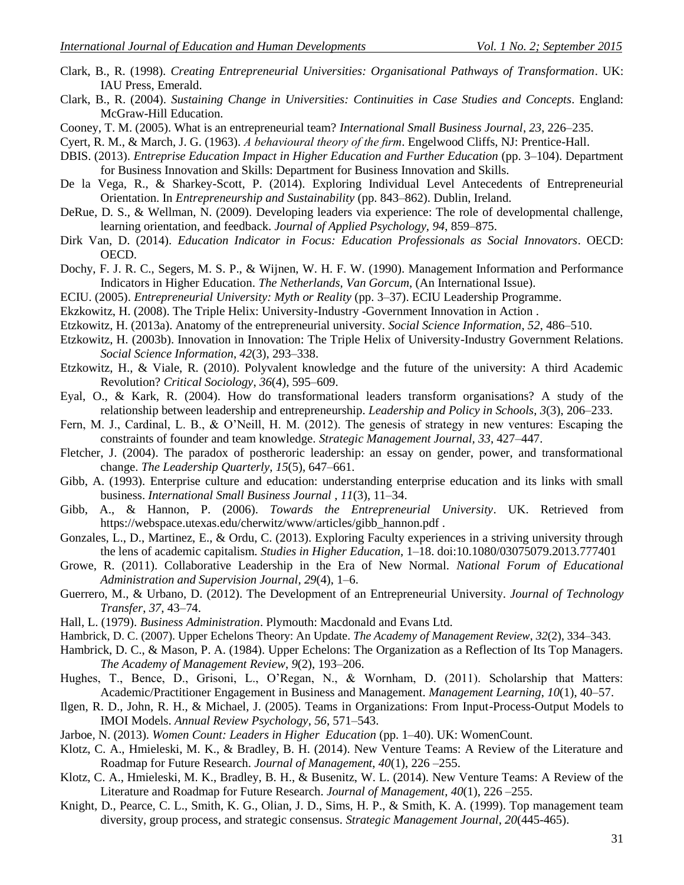Clark, B., R. (1998). *Creating Entrepreneurial Universities: Organisational Pathways of Transformation*. UK: IAU Press, Emerald.

Clark, B., R. (2004). *Sustaining Change in Universities: Continuities in Case Studies and Concepts*. England: McGraw-Hill Education.

Cooney, T. M. (2005). What is an entrepreneurial team? *International Small Business Journal*, *23*, 226–235.

Cyert, R. M., & March, J. G. (1963). *A behavioural theory of the firm*. Engelwood Cliffs, NJ: Prentice-Hall.

DBIS. (2013). *Entreprise Education Impact in Higher Education and Further Education* (pp. 3–104). Department for Business Innovation and Skills: Department for Business Innovation and Skills.

De la Vega, R., & Sharkey-Scott, P. (2014). Exploring Individual Level Antecedents of Entrepreneurial Orientation. In *Entrepreneurship and Sustainability* (pp. 843–862). Dublin, Ireland.

DeRue, D. S., & Wellman, N. (2009). Developing leaders via experience: The role of developmental challenge, learning orientation, and feedback. *Journal of Applied Psychology*, *94*, 859–875.

Dirk Van, D. (2014). *Education Indicator in Focus: Education Professionals as Social Innovators*. OECD: OECD.

Dochy, F. J. R. C., Segers, M. S. P., & Wijnen, W. H. F. W. (1990). Management Information and Performance Indicators in Higher Education. *The Netherlands, Van Gorcum*, (An International Issue).

ECIU. (2005). *Entrepreneurial University: Myth or Reality* (pp. 3–37). ECIU Leadership Programme.

Ekzkowitz, H. (2008). The Triple Helix: University-Industry -Government Innovation in Action .

Etzkowitz, H. (2013a). Anatomy of the entrepreneurial university. *Social Science Information*, *52*, 486–510.

Etzkowitz, H. (2003b). Innovation in Innovation: The Triple Helix of University-Industry Government Relations. *Social Science Information*, *42*(3), 293–338.

Etzkowitz, H., & Viale, R. (2010). Polyvalent knowledge and the future of the university: A third Academic Revolution? *Critical Sociology*, *36*(4), 595–609.

Eyal, O., & Kark, R. (2004). How do transformational leaders transform organisations? A study of the relationship between leadership and entrepreneurship. *Leadership and Policy in Schools*, *3*(3), 206–233.

Fern, M. J., Cardinal, L. B., & O'Neill, H. M. (2012). The genesis of strategy in new ventures: Escaping the constraints of founder and team knowledge. *Strategic Management Journal, 33*, 427–447.

Fletcher, J. (2004). The paradox of postheroric leadership: an essay on gender, power, and transformational change. *The Leadership Quarterly*, *15*(5), 647–661.

Gibb, A. (1993). Enterprise culture and education: understanding enterprise education and its links with small business. *International Small Business Journal , 11*(3), 11–34.

Gibb, A., & Hannon, P. (2006). *Towards the Entrepreneurial University*. UK. Retrieved from https://webspace.utexas.edu/cherwitz/www/articles/gibb_hannon.pdf .

Gonzales, L., D., Martinez, E., & Ordu, C. (2013). Exploring Faculty experiences in a striving university through the lens of academic capitalism. *Studies in Higher Education*, 1–18. doi:10.1080/03075079.2013.777401

Growe, R. (2011). Collaborative Leadership in the Era of New Normal. *National Forum of Educational Administration and Supervision Journal*, *29*(4), 1–6.

Guerrero, M., & Urbano, D. (2012). The Development of an Entrepreneurial University. *Journal of Technology Transfer*, *37*, 43–74.

Hall, L. (1979). *Business Administration*. Plymouth: Macdonald and Evans Ltd.

Hambrick, D. C. (2007). Upper Echelons Theory: An Update. *The Academy of Management Review*, *32*(2), 334–343.

Hambrick, D. C., & Mason, P. A. (1984). Upper Echelons: The Organization as a Reflection of Its Top Managers. *The Academy of Management Review*, *9*(2), 193–206.

Hughes, T., Bence, D., Grisoni, L., O'Regan, N., & Wornham, D. (2011). Scholarship that Matters: Academic/Practitioner Engagement in Business and Management. *Management Learning*, *10*(1), 40–57.

Ilgen, R. D., John, R. H., & Michael, J. (2005). Teams in Organizations: From Input-Process-Output Models to IMOI Models. *Annual Review Psychology*, *56*, 571–543.

Jarboe, N. (2013). *Women Count: Leaders in Higher Education* (pp. 1–40). UK: WomenCount.

Klotz, C. A., Hmieleski, M. K., & Bradley, B. H. (2014). New Venture Teams: A Review of the Literature and Roadmap for Future Research. *Journal of Management*, *40*(1), 226 –255.

Klotz, C. A., Hmieleski, M. K., Bradley, B. H., & Busenitz, W. L. (2014). New Venture Teams: A Review of the Literature and Roadmap for Future Research. *Journal of Management*, *40*(1), 226 –255.

Knight, D., Pearce, C. L., Smith, K. G., Olian, J. D., Sims, H. P., & Smith, K. A. (1999). Top management team diversity, group process, and strategic consensus. *Strategic Management Journal*, *20*(445-465).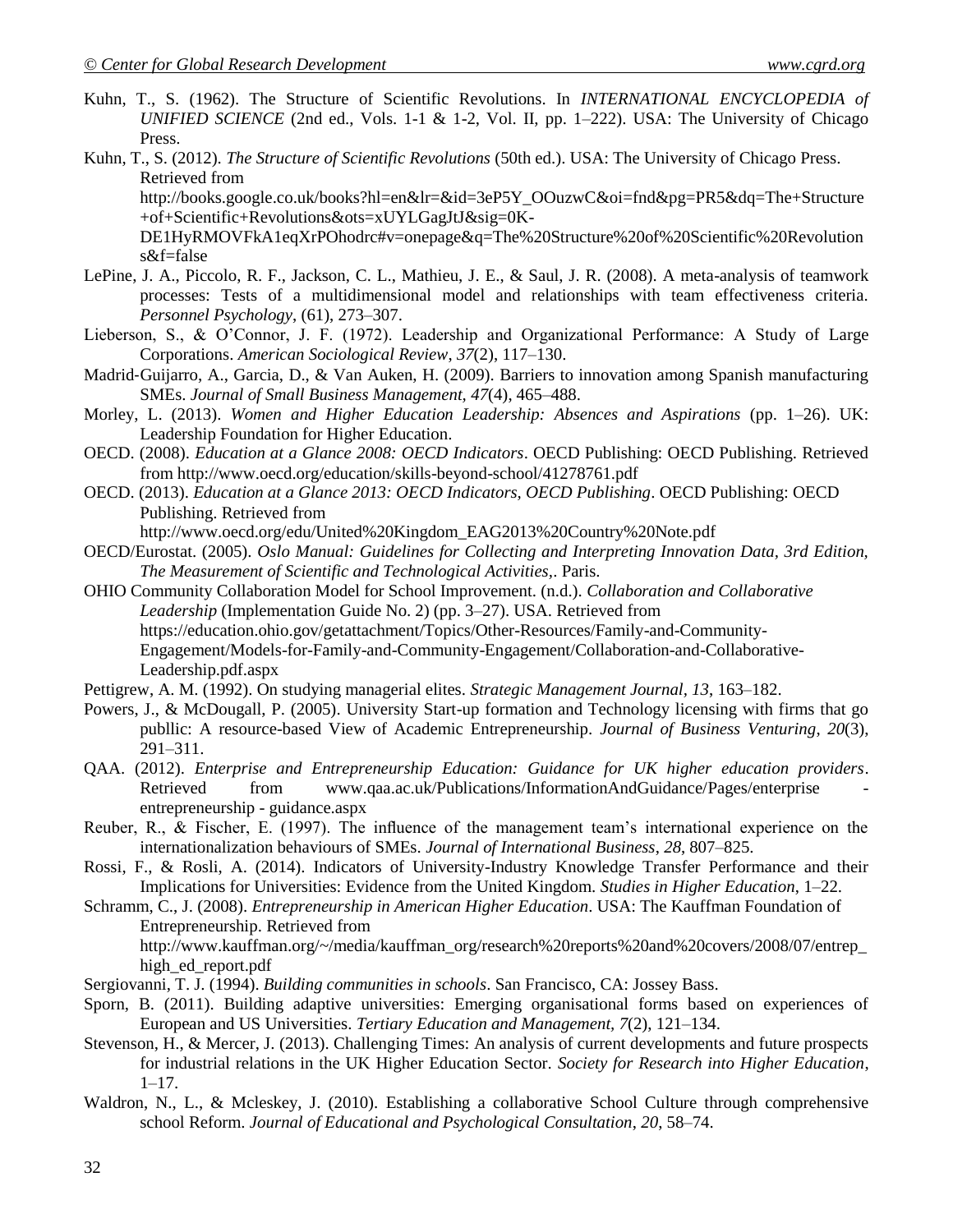Kuhn, T., S. (1962). The Structure of Scientific Revolutions. In *INTERNATIONAL ENCYCLOPEDIA of UNIFIED SCIENCE* (2nd ed., Vols. 1-1 & 1-2, Vol. II, pp. 1–222). USA: The University of Chicago Press.

Kuhn, T., S. (2012). *The Structure of Scientific Revolutions* (50th ed.). USA: The University of Chicago Press. Retrieved from http://books.google.co.uk/books?hl=en&lr=&id=3eP5Y_OOuzwC&oi=fnd&pg=PR5&dq=The+Structure+of+Scientific+Revolutions&ots=xUYLGagJtJ&sig=0K-DE1HyRMOVFkA1eqXrPOhodrc#v=onepage&q=The%20Structure%20of%20Scientific%20Revolutions&f=false

LePine, J. A., Piccolo, R. F., Jackson, C. L., Mathieu, J. E., & Saul, J. R. (2008). A meta-analysis of teamwork processes: Tests of a multidimensional model and relationships with team effectiveness criteria. *Personnel Psychology*, (61), 273–307.

Lieberson, S., & O'Connor, J. F. (1972). Leadership and Organizational Performance: A Study of Large Corporations. *American Sociological Review*, *37*(2), 117–130.

Madrid-Guijarro, A., Garcia, D., & Van Auken, H. (2009). Barriers to innovation among Spanish manufacturing SMEs. *Journal of Small Business Management*, *47*(4), 465–488.

Morley, L. (2013). *Women and Higher Education Leadership: Absences and Aspirations* (pp. 1–26). UK: Leadership Foundation for Higher Education.

OECD. (2008). *Education at a Glance 2008: OECD Indicators*. OECD Publishing: OECD Publishing. Retrieved from http://www.oecd.org/education/skills-beyond-school/41278761.pdf

OECD. (2013). *Education at a Glance 2013: OECD Indicators, OECD Publishing*. OECD Publishing: OECD Publishing. Retrieved from http://www.oecd.org/edu/United%20Kingdom_EAG2013%20Country%20Note.pdf

OECD/Eurostat. (2005). *Oslo Manual: Guidelines for Collecting and Interpreting Innovation Data, 3rd Edition, The Measurement of Scientific and Technological Activities,*. Paris.

OHIO Community Collaboration Model for School Improvement. (n.d.). *Collaboration and Collaborative Leadership* (Implementation Guide No. 2) (pp. 3–27). USA. Retrieved from https://education.ohio.gov/getattachment/Topics/Other-Resources/Family-and-Community-Engagement/Models-for-Family-and-Community-Engagement/Collaboration-and-Collaborative-Leadership.pdf.aspx

Pettigrew, A. M. (1992). On studying managerial elites. *Strategic Management Journal*, *13*, 163–182.

Powers, J., & McDougall, P. (2005). University Start-up formation and Technology licensing with firms that go publlic: A resource-based View of Academic Entrepreneurship. *Journal of Business Venturing*, *20*(3), 291–311.

QAA. (2012). *Enterprise and Entrepreneurship Education: Guidance for UK higher education providers*. Retrieved from www.qaa.ac.uk/Publications/InformationAndGuidance/Pages/enterprise - entrepreneurship - guidance.aspx

Reuber, R., & Fischer, E. (1997). The influence of the management team's international experience on the internationalization behaviours of SMEs. *Journal of International Business*, *28*, 807–825.

Rossi, F., & Rosli, A. (2014). Indicators of University-Industry Knowledge Transfer Performance and their Implications for Universities: Evidence from the United Kingdom. *Studies in Higher Education*, 1–22.

Schramm, C., J. (2008). *Entrepreneurship in American Higher Education*. USA: The Kauffman Foundation of Entrepreneurship. Retrieved from http://www.kauffman.org/~/media/kauffman_org/research%20reports%20and%20covers/2008/07/entrep_high_ed_report.pdf

Sergiovanni, T. J. (1994). *Building communities in schools*. San Francisco, CA: Jossey Bass.

Sporn, B. (2011). Building adaptive universities: Emerging organisational forms based on experiences of European and US Universities. *Tertiary Education and Management, 7*(2), 121–134.

Stevenson, H., & Mercer, J. (2013). Challenging Times: An analysis of current developments and future prospects for industrial relations in the UK Higher Education Sector. *Society for Research into Higher Education*, 1–17.

Waldron, N., L., & Mcleskey, J. (2010). Establishing a collaborative School Culture through comprehensive school Reform. *Journal of Educational and Psychological Consultation*, *20*, 58–74.